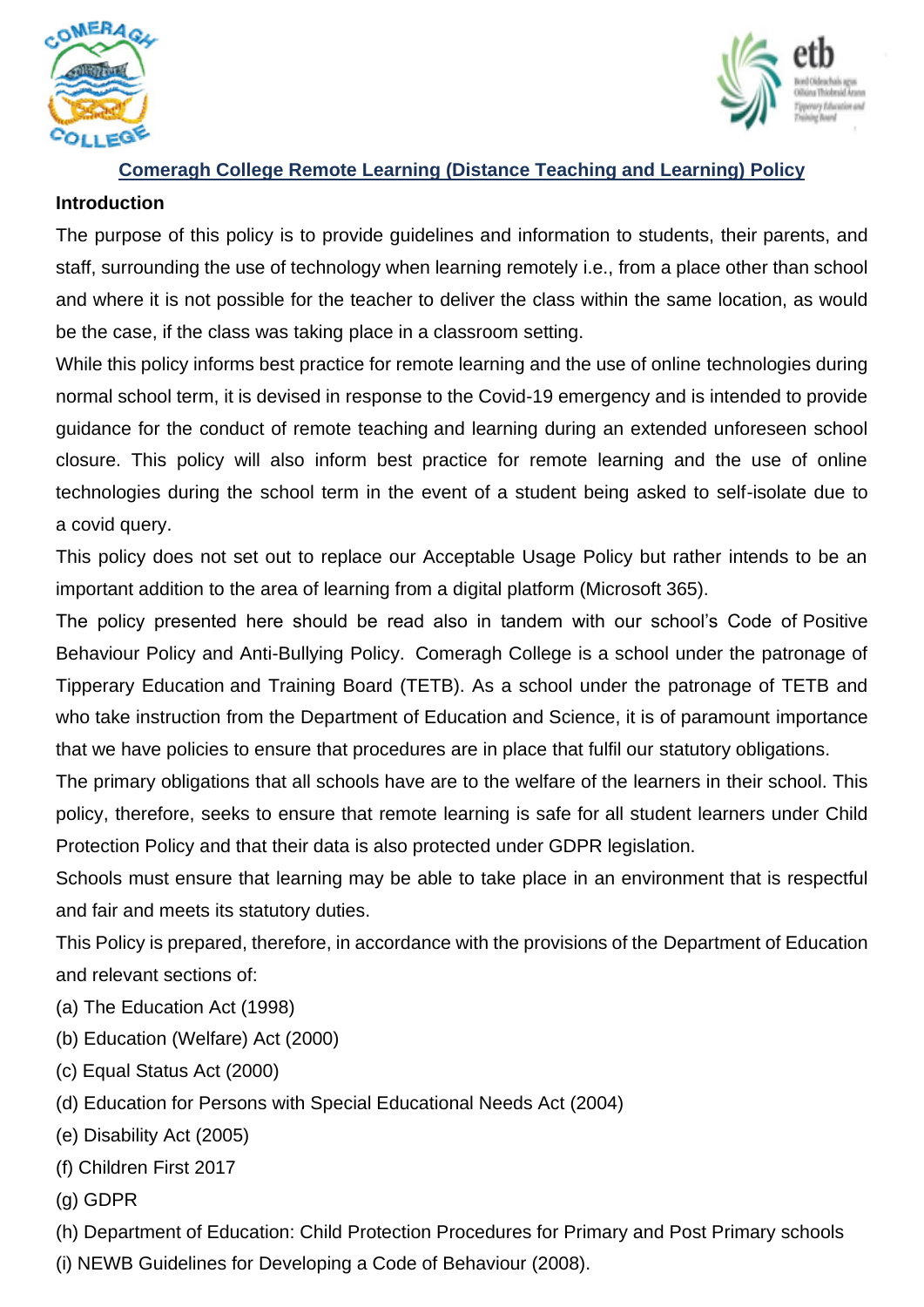# Comeragh College Remote Learning (Distance Teaching and Learning) Policy

**Introduction**

The purpose of this policy is to provide guidelines and information to students, their parents, and staff, surrounding the use of technology when learning remotely i.e., from a place other than school and where it is not possible for the teacher to deliver the class within the same location, as would be the case, if the class was taking place in a classroom setting.

While this policy informs best practice for remote learning and the use of online technologies during normal school term, it is devised in response to the Covid-19 emergency and is intended to provide guidance for the conduct of remote teaching and learning during an extended unforeseen school closure. This policy will also inform best practice for remote learning and the use of online technologies during the school term in the event of a student being asked to self-isolate due to a covid query.

This policy does not set out to replace our Acceptable Usage Policy but rather intends to be an important addition to the area of learning from a digital platform (Microsoft 365).

The policy presented here should be read also in tandem with our school's Code of Positive Behaviour Policy and Anti-Bullying Policy. Comeragh College is a school under the patronage of Tipperary Education and Training Board (TETB). As a school under the patronage of TETB and who take instruction from the Department of Education and Science, it is of paramount importance that we have policies to ensure that procedures are in place that fulfil our statutory obligations.

The primary obligations that all schools have are to the welfare of the learners in their school. This policy, therefore, seeks to ensure that remote learning is safe for all student learners under Child Protection Policy and that their data is also protected under GDPR legislation.

Schools must ensure that learning may be able to take place in an environment that is respectful and fair and meets its statutory duties.

This Policy is prepared, therefore, in accordance with the provisions of the Department of Education and relevant sections of:

(a) The Education Act (1998)
(b) Education (Welfare) Act (2000)
(c) Equal Status Act (2000)
(d) Education for Persons with Special Educational Needs Act (2004)
(e) Disability Act (2005)
(f) Children First 2017
(g) GDPR
(h) Department of Education: Child Protection Procedures for Primary and Post Primary schools
(i) NEWB Guidelines for Developing a Code of Behaviour (2008).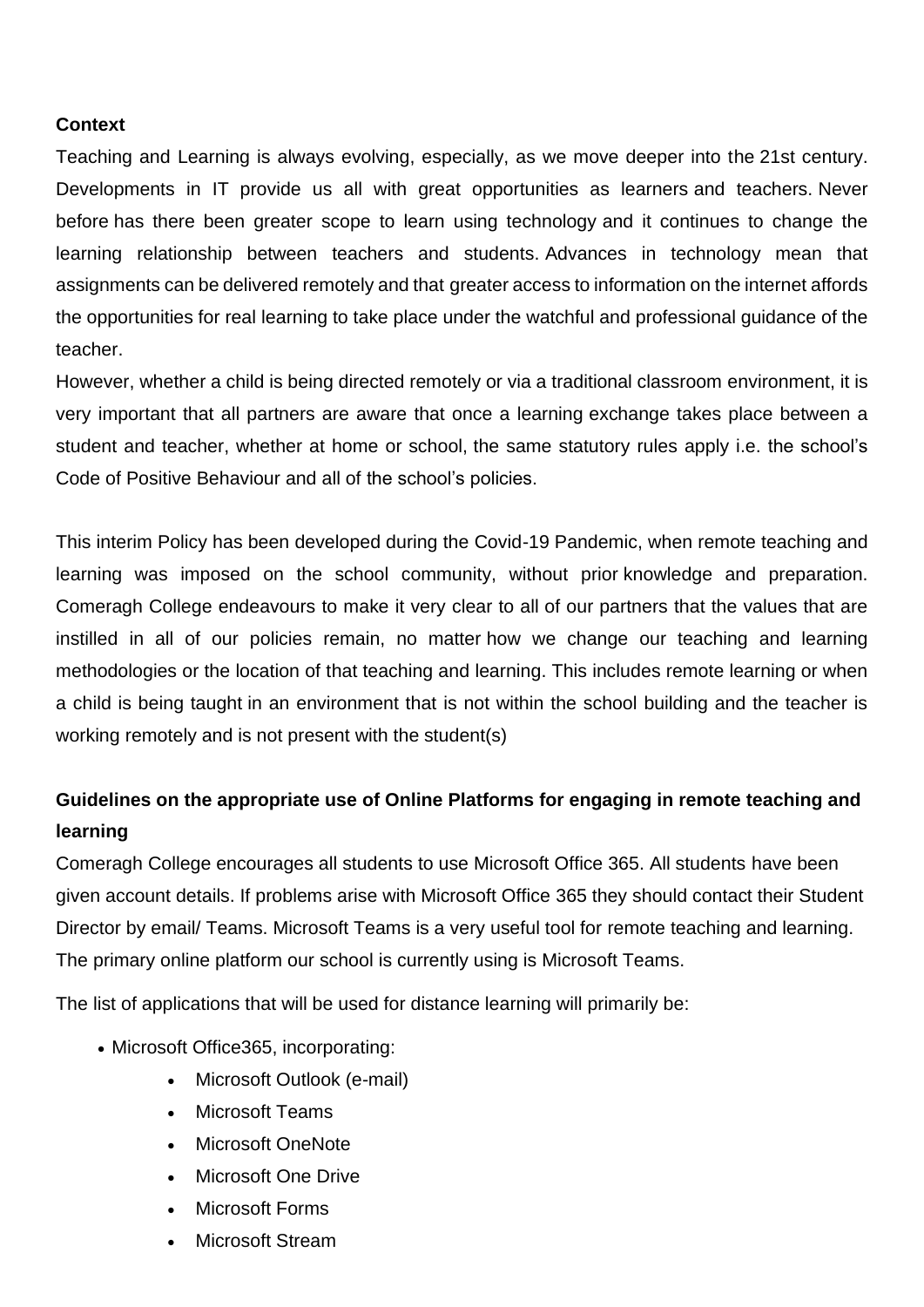**Context**

Teaching and Learning is always evolving, especially, as we move deeper into the 21st century. Developments in IT provide us all with great opportunities as learners and teachers. Never before has there been greater scope to learn using technology and it continues to change the learning relationship between teachers and students. Advances in technology mean that assignments can be delivered remotely and that greater access to information on the internet affords the opportunities for real learning to take place under the watchful and professional guidance of the teacher.

However, whether a child is being directed remotely or via a traditional classroom environment, it is very important that all partners are aware that once a learning exchange takes place between a student and teacher, whether at home or school, the same statutory rules apply i.e. the school's Code of Positive Behaviour and all of the school's policies.

This interim Policy has been developed during the Covid-19 Pandemic, when remote teaching and learning was imposed on the school community, without prior knowledge and preparation. Comeragh College endeavours to make it very clear to all of our partners that the values that are instilled in all of our policies remain, no matter how we change our teaching and learning methodologies or the location of that teaching and learning. This includes remote learning or when a child is being taught in an environment that is not within the school building and the teacher is working remotely and is not present with the student(s)

**Guidelines on the appropriate use of Online Platforms for engaging in remote teaching and learning**

Comeragh College encourages all students to use Microsoft Office 365. All students have been given account details. If problems arise with Microsoft Office 365 they should contact their Student Director by email/ Teams. Microsoft Teams is a very useful tool for remote teaching and learning. The primary online platform our school is currently using is Microsoft Teams.

The list of applications that will be used for distance learning will primarily be:

- Microsoft Office365, incorporating:
  - Microsoft Outlook (e-mail)
  - Microsoft Teams
  - Microsoft OneNote
  - Microsoft One Drive
  - Microsoft Forms
  - Microsoft Stream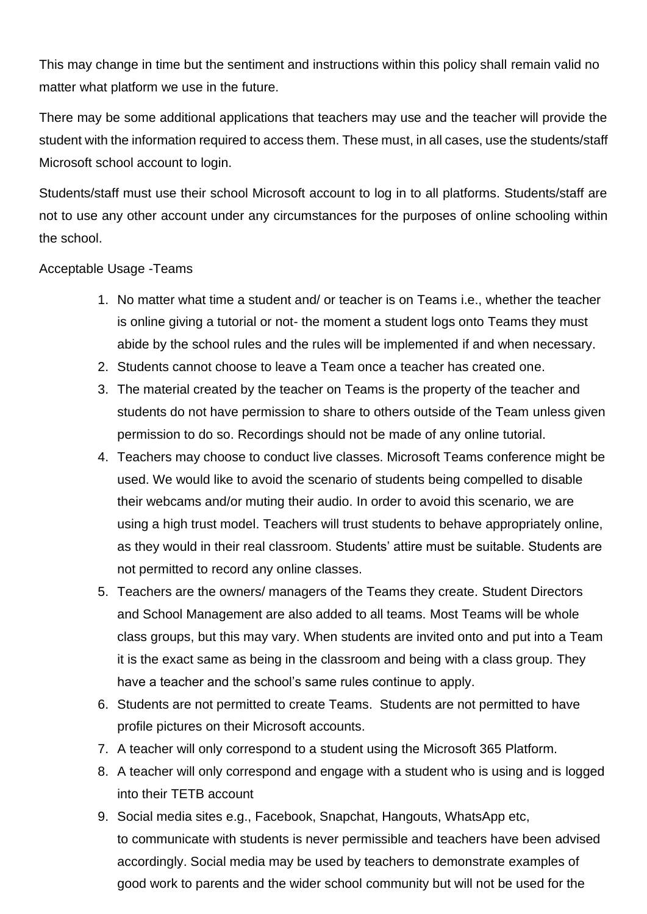This may change in time but the sentiment and instructions within this policy shall remain valid no matter what platform we use in the future.

There may be some additional applications that teachers may use and the teacher will provide the student with the information required to access them. These must, in all cases, use the students/staff Microsoft school account to login.

Students/staff must use their school Microsoft account to log in to all platforms. Students/staff are not to use any other account under any circumstances for the purposes of online schooling within the school.

Acceptable Usage -Teams

1. No matter what time a student and/ or teacher is on Teams i.e., whether the teacher is online giving a tutorial or not- the moment a student logs onto Teams they must abide by the school rules and the rules will be implemented if and when necessary.
2. Students cannot choose to leave a Team once a teacher has created one.
3. The material created by the teacher on Teams is the property of the teacher and students do not have permission to share to others outside of the Team unless given permission to do so. Recordings should not be made of any online tutorial.
4. Teachers may choose to conduct live classes. Microsoft Teams conference might be used. We would like to avoid the scenario of students being compelled to disable their webcams and/or muting their audio. In order to avoid this scenario, we are using a high trust model. Teachers will trust students to behave appropriately online, as they would in their real classroom. Students' attire must be suitable. Students are not permitted to record any online classes.
5. Teachers are the owners/ managers of the Teams they create. Student Directors and School Management are also added to all teams. Most Teams will be whole class groups, but this may vary. When students are invited onto and put into a Team it is the exact same as being in the classroom and being with a class group. They have a teacher and the school's same rules continue to apply.
6. Students are not permitted to create Teams. Students are not permitted to have profile pictures on their Microsoft accounts.
7. A teacher will only correspond to a student using the Microsoft 365 Platform.
8. A teacher will only correspond and engage with a student who is using and is logged into their TETB account
9. Social media sites e.g., Facebook, Snapchat, Hangouts, WhatsApp etc, to communicate with students is never permissible and teachers have been advised accordingly. Social media may be used by teachers to demonstrate examples of good work to parents and the wider school community but will not be used for the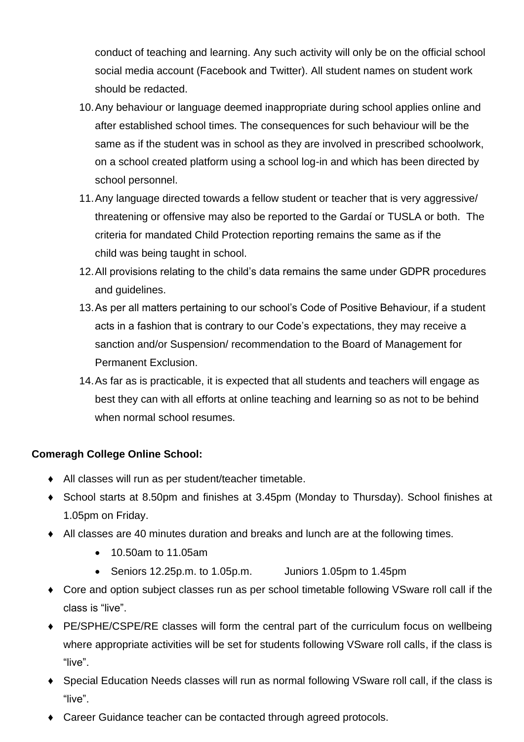conduct of teaching and learning. Any such activity will only be on the official school social media account (Facebook and Twitter). All student names on student work should be redacted.

10. Any behaviour or language deemed inappropriate during school applies online and after established school times. The consequences for such behaviour will be the same as if the student was in school as they are involved in prescribed schoolwork, on a school created platform using a school log-in and which has been directed by school personnel.
11. Any language directed towards a fellow student or teacher that is very aggressive/ threatening or offensive may also be reported to the Gardaí or TUSLA or both. The criteria for mandated Child Protection reporting remains the same as if the child was being taught in school.
12. All provisions relating to the child's data remains the same under GDPR procedures and guidelines.
13. As per all matters pertaining to our school's Code of Positive Behaviour, if a student acts in a fashion that is contrary to our Code's expectations, they may receive a sanction and/or Suspension/ recommendation to the Board of Management for Permanent Exclusion.
14. As far as is practicable, it is expected that all students and teachers will engage as best they can with all efforts at online teaching and learning so as not to be behind when normal school resumes.

**Comeragh College Online School:**

- All classes will run as per student/teacher timetable.
- School starts at 8.50pm and finishes at 3.45pm (Monday to Thursday). School finishes at 1.05pm on Friday.
- All classes are 40 minutes duration and breaks and lunch are at the following times.
  - 10.50am to 11.05am
  - Seniors 12.25p.m. to 1.05p.m. Juniors 1.05pm to 1.45pm
- Core and option subject classes run as per school timetable following VSware roll call if the class is "live".
- PE/SPHE/CSPE/RE classes will form the central part of the curriculum focus on wellbeing where appropriate activities will be set for students following VSware roll calls, if the class is "live".
- Special Education Needs classes will run as normal following VSware roll call, if the class is "live".
- Career Guidance teacher can be contacted through agreed protocols.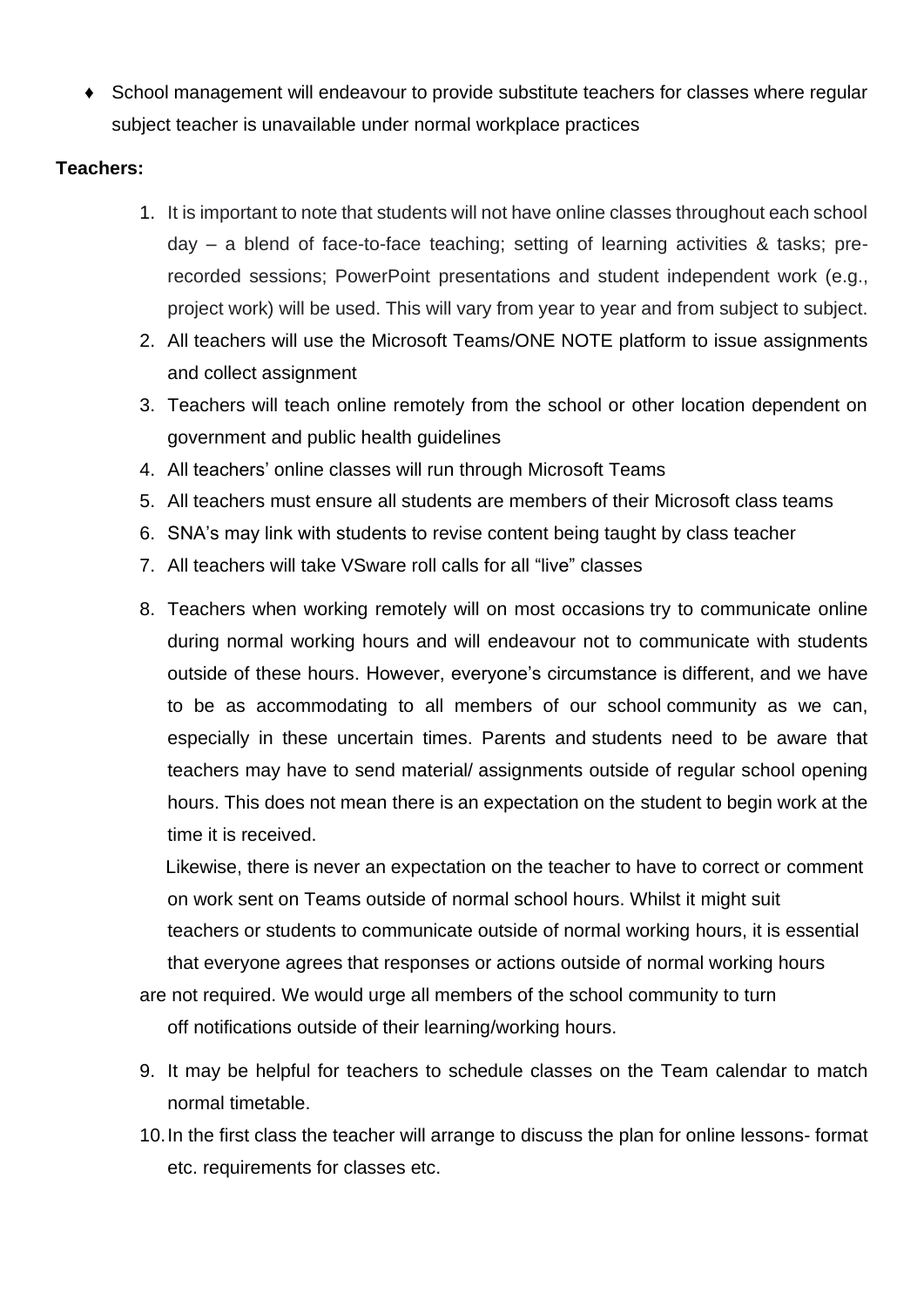- School management will endeavour to provide substitute teachers for classes where regular subject teacher is unavailable under normal workplace practices

**Teachers:**

1. It is important to note that students will not have online classes throughout each school day – a blend of face-to-face teaching; setting of learning activities & tasks; pre-recorded sessions; PowerPoint presentations and student independent work (e.g., project work) will be used. This will vary from year to year and from subject to subject.
2. All teachers will use the Microsoft Teams/ONE NOTE platform to issue assignments and collect assignment
3. Teachers will teach online remotely from the school or other location dependent on government and public health guidelines
4. All teachers' online classes will run through Microsoft Teams
5. All teachers must ensure all students are members of their Microsoft class teams
6. SNA's may link with students to revise content being taught by class teacher
7. All teachers will take VSware roll calls for all "live" classes
8. Teachers when working remotely will on most occasions try to communicate online during normal working hours and will endeavour not to communicate with students outside of these hours. However, everyone's circumstance is different, and we have to be as accommodating to all members of our school community as we can, especially in these uncertain times. Parents and students need to be aware that teachers may have to send material/ assignments outside of regular school opening hours. This does not mean there is an expectation on the student to begin work at the time it is received.

   Likewise, there is never an expectation on the teacher to have to correct or comment on work sent on Teams outside of normal school hours. Whilst it might suit teachers or students to communicate outside of normal working hours, it is essential that everyone agrees that responses or actions outside of normal working hours are not required. We would urge all members of the school community to turn off notifications outside of their learning/working hours.
9. It may be helpful for teachers to schedule classes on the Team calendar to match normal timetable.
10. In the first class the teacher will arrange to discuss the plan for online lessons- format etc. requirements for classes etc.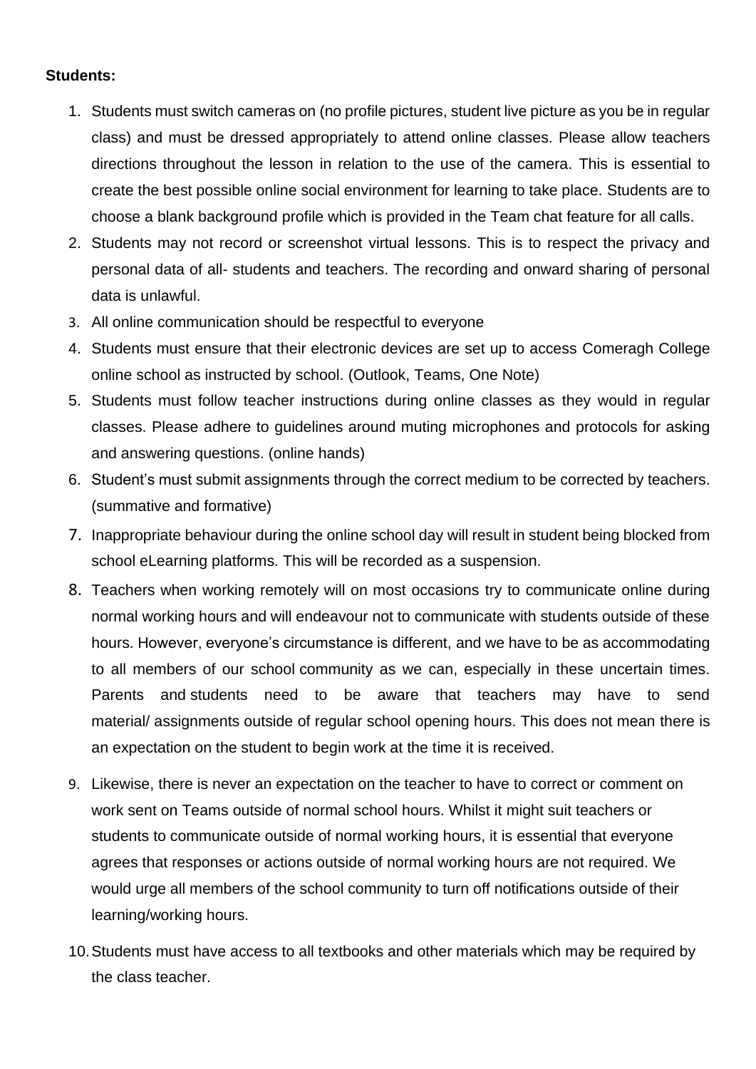**Students:**

1. Students must switch cameras on (no profile pictures, student live picture as you be in regular class) and must be dressed appropriately to attend online classes. Please allow teachers directions throughout the lesson in relation to the use of the camera. This is essential to create the best possible online social environment for learning to take place. Students are to choose a blank background profile which is provided in the Team chat feature for all calls.
2. Students may not record or screenshot virtual lessons. This is to respect the privacy and personal data of all- students and teachers. The recording and onward sharing of personal data is unlawful.
3. All online communication should be respectful to everyone
4. Students must ensure that their electronic devices are set up to access Comeragh College online school as instructed by school. (Outlook, Teams, One Note)
5. Students must follow teacher instructions during online classes as they would in regular classes. Please adhere to guidelines around muting microphones and protocols for asking and answering questions. (online hands)
6. Student's must submit assignments through the correct medium to be corrected by teachers. (summative and formative)
7. Inappropriate behaviour during the online school day will result in student being blocked from school eLearning platforms. This will be recorded as a suspension.
8. Teachers when working remotely will on most occasions try to communicate online during normal working hours and will endeavour not to communicate with students outside of these hours. However, everyone's circumstance is different, and we have to be as accommodating to all members of our school community as we can, especially in these uncertain times. Parents and students need to be aware that teachers may have to send material/ assignments outside of regular school opening hours. This does not mean there is an expectation on the student to begin work at the time it is received.
9. Likewise, there is never an expectation on the teacher to have to correct or comment on work sent on Teams outside of normal school hours. Whilst it might suit teachers or students to communicate outside of normal working hours, it is essential that everyone agrees that responses or actions outside of normal working hours are not required. We would urge all members of the school community to turn off notifications outside of their learning/working hours.
10. Students must have access to all textbooks and other materials which may be required by the class teacher.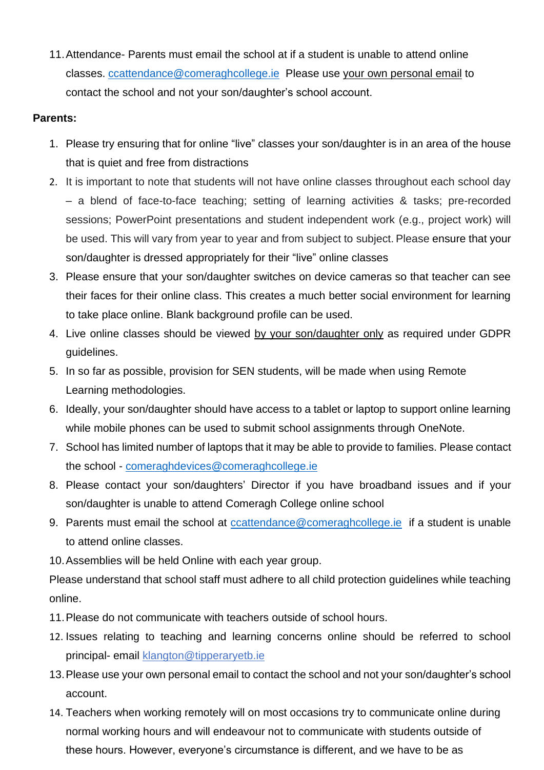11. Attendance- Parents must email the school at if a student is unable to attend online classes. ccattendance@comeraghcollege.ie Please use your own personal email to contact the school and not your son/daughter's school account.

**Parents:**

1. Please try ensuring that for online "live" classes your son/daughter is in an area of the house that is quiet and free from distractions
2. It is important to note that students will not have online classes throughout each school day – a blend of face-to-face teaching; setting of learning activities & tasks; pre-recorded sessions; PowerPoint presentations and student independent work (e.g., project work) will be used. This will vary from year to year and from subject to subject. Please ensure that your son/daughter is dressed appropriately for their "live" online classes
3. Please ensure that your son/daughter switches on device cameras so that teacher can see their faces for their online class. This creates a much better social environment for learning to take place online. Blank background profile can be used.
4. Live online classes should be viewed by your son/daughter only as required under GDPR guidelines.
5. In so far as possible, provision for SEN students, will be made when using Remote Learning methodologies.
6. Ideally, your son/daughter should have access to a tablet or laptop to support online learning while mobile phones can be used to submit school assignments through OneNote.
7. School has limited number of laptops that it may be able to provide to families. Please contact the school - comeraghdevices@comeraghcollege.ie
8. Please contact your son/daughters' Director if you have broadband issues and if your son/daughter is unable to attend Comeragh College online school
9. Parents must email the school at ccattendance@comeraghcollege.ie if a student is unable to attend online classes.
10. Assemblies will be held Online with each year group.

Please understand that school staff must adhere to all child protection guidelines while teaching online.

11. Please do not communicate with teachers outside of school hours.
12. Issues relating to teaching and learning concerns online should be referred to school principal- email klangton@tipperaryetb.ie
13. Please use your own personal email to contact the school and not your son/daughter's school account.
14. Teachers when working remotely will on most occasions try to communicate online during normal working hours and will endeavour not to communicate with students outside of these hours. However, everyone's circumstance is different, and we have to be as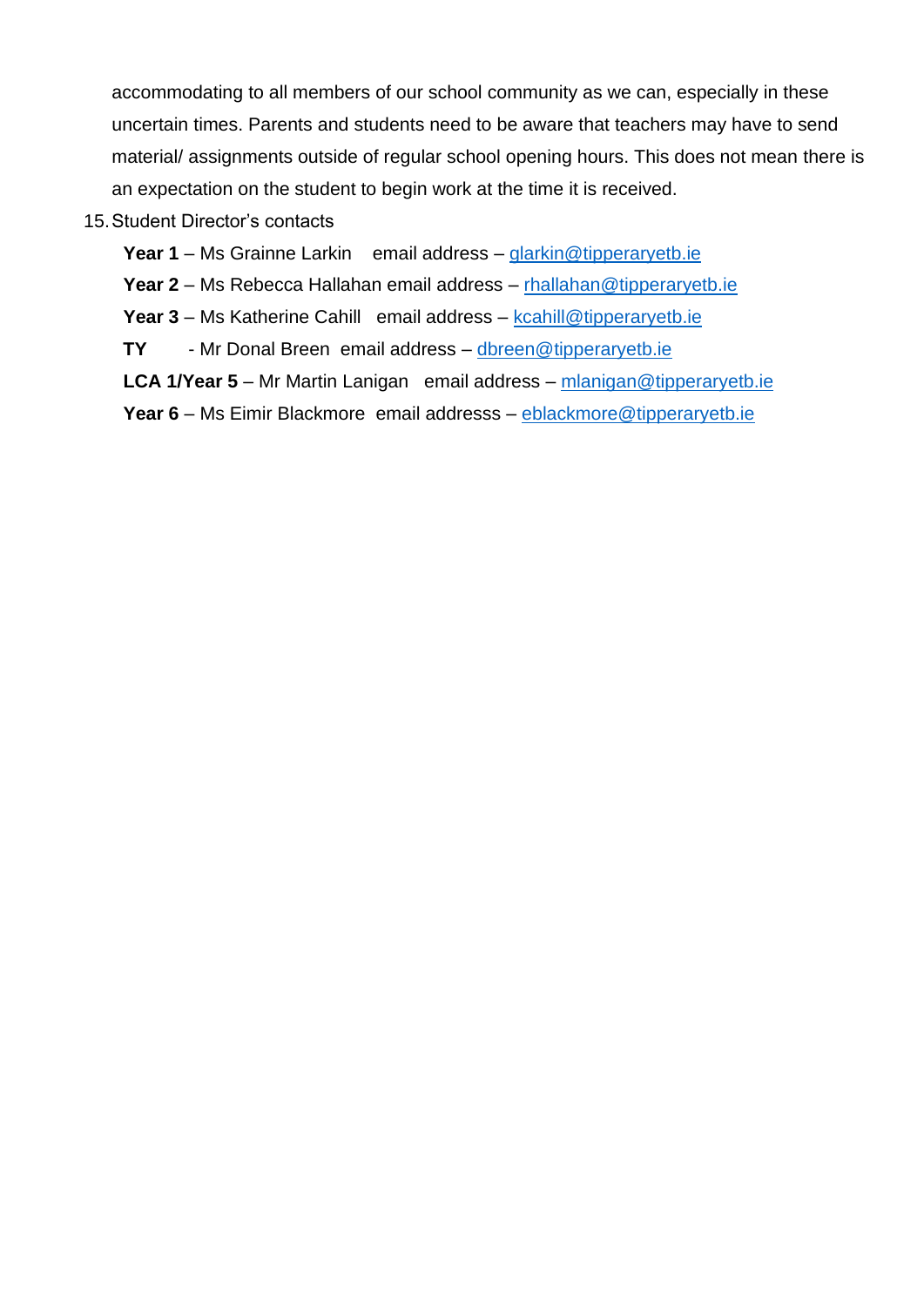accommodating to all members of our school community as we can, especially in these uncertain times. Parents and students need to be aware that teachers may have to send material/ assignments outside of regular school opening hours. This does not mean there is an expectation on the student to begin work at the time it is received.

15. Student Director's contacts

 **Year 1** – Ms Grainne Larkin email address – glarkin@tipperaryetb.ie

 **Year 2** – Ms Rebecca Hallahan email address – rhallahan@tipperaryetb.ie

 **Year 3** – Ms Katherine Cahill email address – kcahill@tipperaryetb.ie

 **TY** - Mr Donal Breen email address – dbreen@tipperaryetb.ie

 **LCA 1/Year 5** – Mr Martin Lanigan email address – mlanigan@tipperaryetb.ie

 **Year 6** – Ms Eimir Blackmore email addresss – eblackmore@tipperaryetb.ie